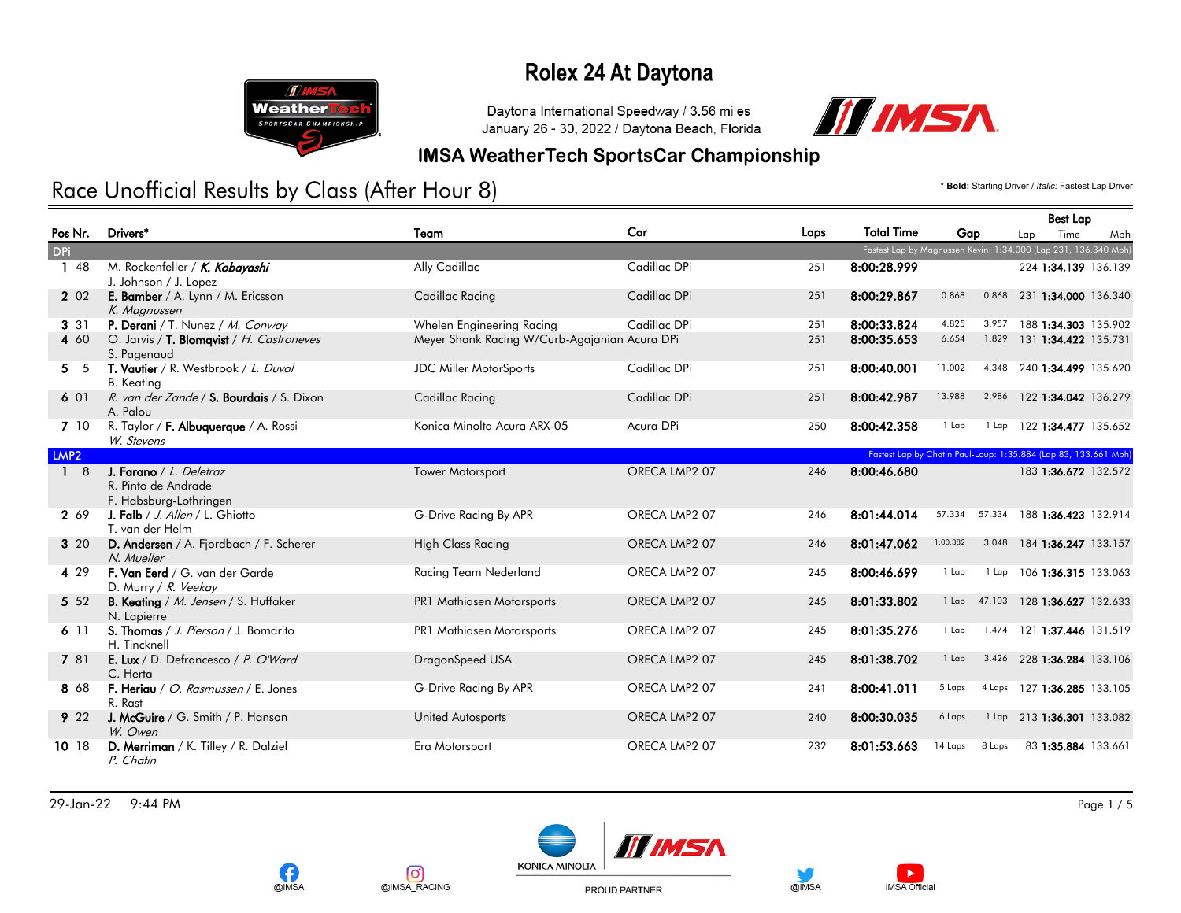# Rolex 24 At Daytona

Daytona International Speedway / 3.56 miles
January 26 - 30, 2022 / Daytona Beach, Florida

## IMSA WeatherTech SportsCar Championship

## Race Unofficial Results by Class (After Hour 8)

\* **Bold:** Starting Driver / *Italic:* Fastest Lap Driver

| Pos | Nr. | Drivers* | Team | Car | Laps | Total Time | Gap | | Best Lap Lap | Best Lap Time | Best Lap Mph |
|---|---|---|---|---|---|---|---|---|---|---|---|
| **DPi** | | | | | | Fastest Lap by Magnussen Kevin: 1:34.000 (Lap 231, 136.340 Mph) | | | | | |
| 1 | 48 | M. Rockenfeller / ***K. Kobayashi*** / J. Johnson / J. Lopez | Ally Cadillac | Cadillac DPi | 251 | **8:00:28.999** | | | 224 | **1:34.139** | 136.139 |
| 2 | 02 | **E. Bamber** / A. Lynn / M. Ericsson / *K. Magnussen* | Cadillac Racing | Cadillac DPi | 251 | **8:00:29.867** | 0.868 | 0.868 | 231 | **1:34.000** | 136.340 |
| 3 | 31 | **P. Derani** / T. Nunez / *M. Conway* | Whelen Engineering Racing | Cadillac DPi | 251 | **8:00:33.824** | 4.825 | 3.957 | 188 | **1:34.303** | 135.902 |
| 4 | 60 | O. Jarvis / **T. Blomqvist** / *H. Castroneves* / S. Pagenaud | Meyer Shank Racing W/Curb-Agajanian | Acura DPi | 251 | **8:00:35.653** | 6.654 | 1.829 | 131 | **1:34.422** | 135.731 |
| 5 | 5 | **T. Vautier** / R. Westbrook / *L. Duval* / B. Keating | JDC Miller MotorSports | Cadillac DPi | 251 | **8:00:40.001** | 11.002 | 4.348 | 240 | **1:34.499** | 135.620 |
| 6 | 01 | *R. van der Zande* / **S. Bourdais** / S. Dixon / A. Palou | Cadillac Racing | Cadillac DPi | 251 | **8:00:42.987** | 13.988 | 2.986 | 122 | **1:34.042** | 136.279 |
| 7 | 10 | R. Taylor / **F. Albuquerque** / A. Rossi / *W. Stevens* | Konica Minolta Acura ARX-05 | Acura DPi | 250 | **8:00:42.358** | 1 Lap | 1 Lap | 122 | **1:34.477** | 135.652 |
| **LMP2** | | | | | | Fastest Lap by Chatin Paul-Loup: 1:35.884 (Lap 83, 133.661 Mph) | | | | | |
| 1 | 8 | **J. Farano** / *L. Deletraz* / R. Pinto de Andrade / F. Habsburg-Lothringen | Tower Motorsport | ORECA LMP2 07 | 246 | **8:00:46.680** | | | 183 | **1:36.672** | 132.572 |
| 2 | 69 | **J. Falb** / *J. Allen* / L. Ghiotto / T. van der Helm | G-Drive Racing By APR | ORECA LMP2 07 | 246 | **8:01:44.014** | 57.334 | 57.334 | 188 | **1:36.423** | 132.914 |
| 3 | 20 | **D. Andersen** / A. Fjordbach / F. Scherer / *N. Mueller* | High Class Racing | ORECA LMP2 07 | 246 | **8:01:47.062** | 1:00.382 | 3.048 | 184 | **1:36.247** | 133.157 |
| 4 | 29 | **F. Van Eerd** / G. van der Garde / D. Murry / *R. Veekay* | Racing Team Nederland | ORECA LMP2 07 | 245 | **8:00:46.699** | 1 Lap | 1 Lap | 106 | **1:36.315** | 133.063 |
| 5 | 52 | **B. Keating** / *M. Jensen* / S. Huffaker / N. Lapierre | PR1 Mathiasen Motorsports | ORECA LMP2 07 | 245 | **8:01:33.802** | 1 Lap | 47.103 | 128 | **1:36.627** | 132.633 |
| 6 | 11 | **S. Thomas** / *J. Pierson* / J. Bomarito / H. Tincknell | PR1 Mathiasen Motorsports | ORECA LMP2 07 | 245 | **8:01:35.276** | 1 Lap | 1.474 | 121 | **1:37.446** | 131.519 |
| 7 | 81 | **E. Lux** / D. Defrancesco / *P. O'Ward* / C. Herta | DragonSpeed USA | ORECA LMP2 07 | 245 | **8:01:38.702** | 1 Lap | 3.426 | 228 | **1:36.284** | 133.106 |
| 8 | 68 | **F. Heriau** / *O. Rasmussen* / E. Jones / R. Rast | G-Drive Racing By APR | ORECA LMP2 07 | 241 | **8:00:41.011** | 5 Laps | 4 Laps | 127 | **1:36.285** | 133.105 |
| 9 | 22 | **J. McGuire** / G. Smith / P. Hanson / *W. Owen* | United Autosports | ORECA LMP2 07 | 240 | **8:00:30.035** | 6 Laps | 1 Lap | 213 | **1:36.301** | 133.082 |
| 10 | 18 | **D. Merriman** / K. Tilley / R. Dalziel / *P. Chatin* | Era Motorsport | ORECA LMP2 07 | 232 | **8:01:53.663** | 14 Laps | 8 Laps | 83 | **1:35.884** | 133.661 |

29-Jan-22 9:44 PM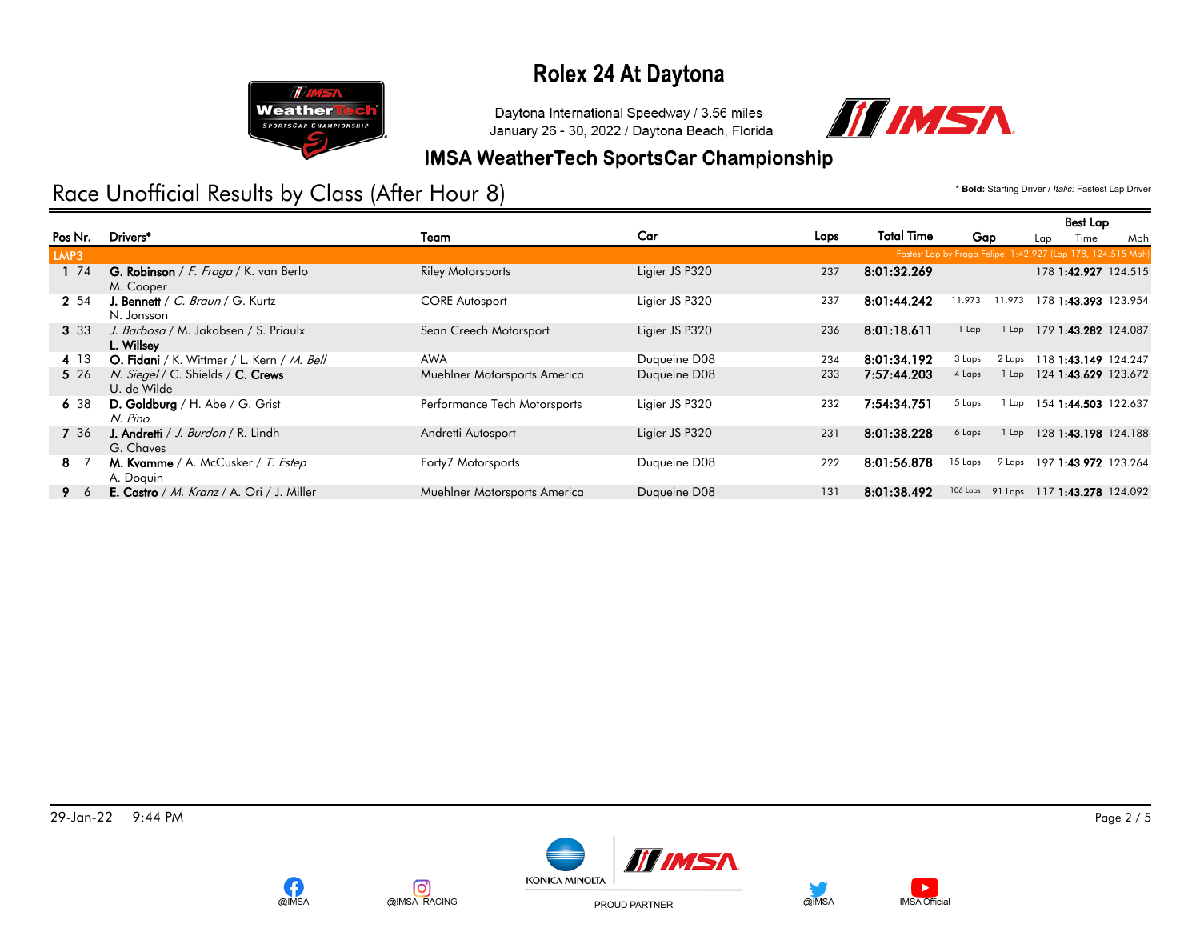# Rolex 24 At Daytona

Daytona International Speedway / 3.56 miles
January 26 - 30, 2022 / Daytona Beach, Florida

## IMSA WeatherTech SportsCar Championship

## Race Unofficial Results by Class (After Hour 8)

\* **Bold:** Starting Driver / *Italic:* Fastest Lap Driver

| Pos | Nr. | Drivers* | Team | Car | Laps | Total Time | Gap | | Best Lap Lap | Best Lap Time | Best Lap Mph |
|---|---|---|---|---|---|---|---|---|---|---|---|
| **LMP3** | | | | | | | Fastest Lap by Fraga Felipe: 1:42.927 (Lap 178, 124.515 Mph) | | | | |
| 1 | 74 | **G. Robinson** / *F. Fraga* / K. van Berlo / M. Cooper | Riley Motorsports | Ligier JS P320 | 237 | **8:01:32.269** | | | 178 | **1:42.927** | 124.515 |
| 2 | 54 | **J. Bennett** / *C. Braun* / G. Kurtz / N. Jonsson | CORE Autosport | Ligier JS P320 | 237 | **8:01:44.242** | 11.973 | 11.973 | 178 | **1:43.393** | 123.954 |
| 3 | 33 | *J. Barbosa* / M. Jakobsen / S. Priaulx / **L. Willsey** | Sean Creech Motorsport | Ligier JS P320 | 236 | **8:01:18.611** | 1 Lap | 1 Lap | 179 | **1:43.282** | 124.087 |
| 4 | 13 | **O. Fidani** / K. Wittmer / L. Kern / *M. Bell* | AWA | Duqueine D08 | 234 | **8:01:34.192** | 3 Laps | 2 Laps | 118 | **1:43.149** | 124.247 |
| 5 | 26 | *N. Siegel* / C. Shields / **C. Crews** / U. de Wilde | Muehlner Motorsports America | Duqueine D08 | 233 | **7:57:44.203** | 4 Laps | 1 Lap | 124 | **1:43.629** | 123.672 |
| 6 | 38 | **D. Goldburg** / H. Abe / G. Grist / *N. Pino* | Performance Tech Motorsports | Ligier JS P320 | 232 | **7:54:34.751** | 5 Laps | 1 Lap | 154 | **1:44.503** | 122.637 |
| 7 | 36 | **J. Andretti** / *J. Burdon* / R. Lindh / G. Chaves | Andretti Autosport | Ligier JS P320 | 231 | **8:01:38.228** | 6 Laps | 1 Lap | 128 | **1:43.198** | 124.188 |
| 8 | 7 | **M. Kvamme** / A. McCusker / *T. Estep* / A. Doquin | Forty7 Motorsports | Duqueine D08 | 222 | **8:01:56.878** | 15 Laps | 9 Laps | 197 | **1:43.972** | 123.264 |
| 9 | 6 | **E. Castro** / *M. Kranz* / A. Ori / J. Miller | Muehlner Motorsports America | Duqueine D08 | 131 | **8:01:38.492** | 106 Laps | 91 Laps | 117 | **1:43.278** | 124.092 |

29-Jan-22 9:44 PM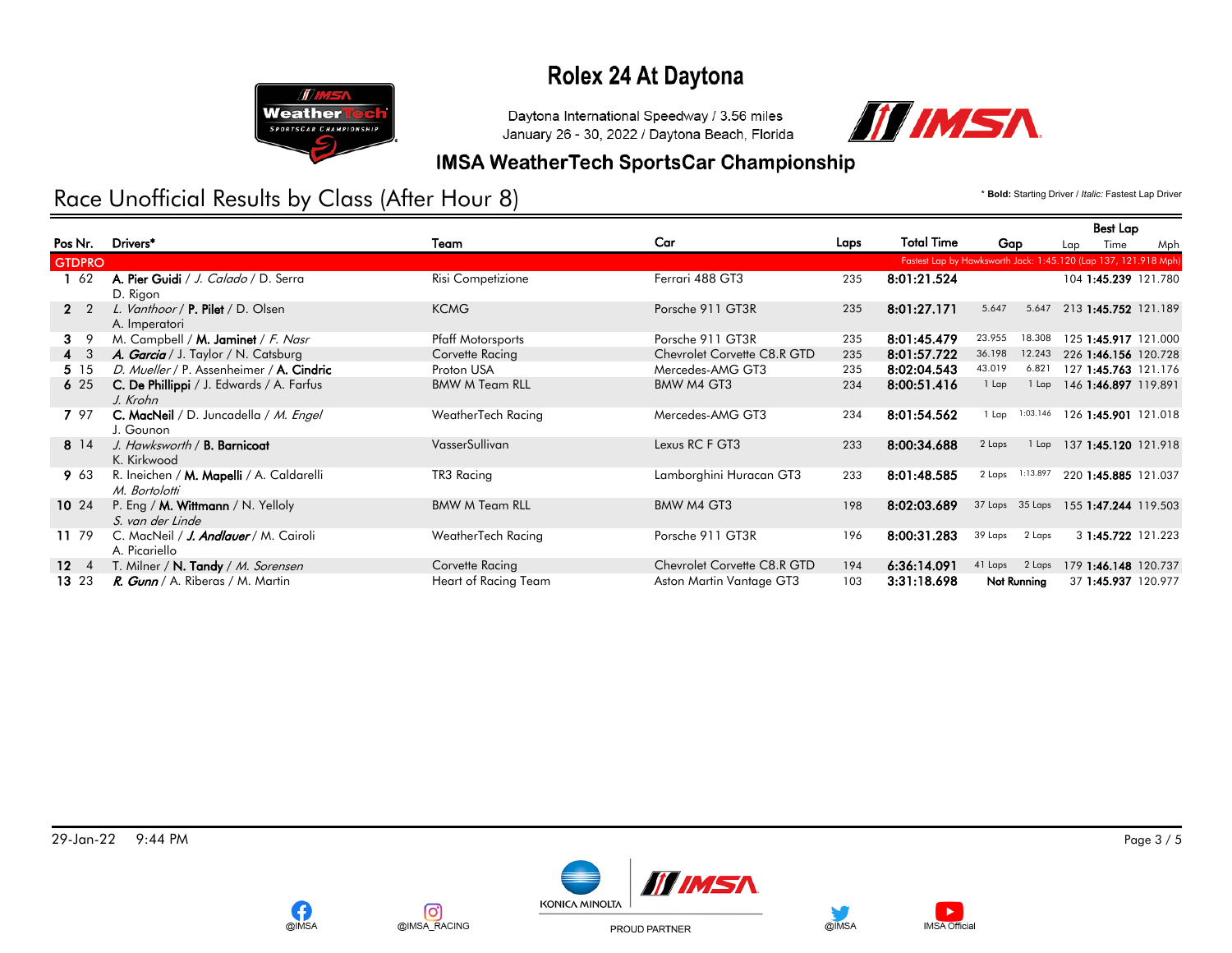# Rolex 24 At Daytona

Daytona International Speedway / 3.56 miles
January 26 - 30, 2022 / Daytona Beach, Florida

## IMSA WeatherTech SportsCar Championship

## Race Unofficial Results by Class (After Hour 8)

\* **Bold:** Starting Driver / *Italic:* Fastest Lap Driver

| Pos | Nr. | Drivers* | Team | Car | Laps | Total Time | Gap | | Best Lap Lap | Best Lap Time | Best Lap Mph |
|---|---|---|---|---|---|---|---|---|---|---|---|
| **GTDPRO** | | | | | | Fastest Lap by Hawksworth Jack: 1:45.120 (Lap 137, 121.918 Mph) | | | | | |
| 1 | 62 | **A. Pier Guidi** / *J. Calado* / D. Serra / D. Rigon | Risi Competizione | Ferrari 488 GT3 | 235 | 8:01:21.524 | | | 104 | 1:45.239 | 121.780 |
| 2 | 2 | *L. Vanthoor* / **P. Pilet** / D. Olsen / A. Imperatori | KCMG | Porsche 911 GT3R | 235 | 8:01:27.171 | 5.647 | 5.647 | 213 | 1:45.752 | 121.189 |
| 3 | 9 | M. Campbell / **M. Jaminet** / *F. Nasr* | Pfaff Motorsports | Porsche 911 GT3R | 235 | 8:01:45.479 | 23.955 | 18.308 | 125 | 1:45.917 | 121.000 |
| 4 | 3 | ***A. Garcia*** / J. Taylor / N. Catsburg | Corvette Racing | Chevrolet Corvette C8.R GTD | 235 | 8:01:57.722 | 36.198 | 12.243 | 226 | 1:46.156 | 120.728 |
| 5 | 15 | *D. Mueller* / P. Assenheimer / **A. Cindric** | Proton USA | Mercedes-AMG GT3 | 235 | 8:02:04.543 | 43.019 | 6.821 | 127 | 1:45.763 | 121.176 |
| 6 | 25 | **C. De Phillippi** / J. Edwards / A. Farfus / *J. Krohn* | BMW M Team RLL | BMW M4 GT3 | 234 | 8:00:51.416 | 1 Lap | 1 Lap | 146 | 1:46.897 | 119.891 |
| 7 | 97 | **C. MacNeil** / D. Juncadella / *M. Engel* / J. Gounon | WeatherTech Racing | Mercedes-AMG GT3 | 234 | 8:01:54.562 | 1 Lap | 1:03.146 | 126 | 1:45.901 | 121.018 |
| 8 | 14 | *J. Hawksworth* / **B. Barnicoat** / K. Kirkwood | VasserSullivan | Lexus RC F GT3 | 233 | 8:00:34.688 | 2 Laps | 1 Lap | 137 | 1:45.120 | 121.918 |
| 9 | 63 | R. Ineichen / **M. Mapelli** / A. Caldarelli / *M. Bortolotti* | TR3 Racing | Lamborghini Huracan GT3 | 233 | 8:01:48.585 | 2 Laps | 1:13.897 | 220 | 1:45.885 | 121.037 |
| 10 | 24 | P. Eng / **M. Wittmann** / N. Yelloly / *S. van der Linde* | BMW M Team RLL | BMW M4 GT3 | 198 | 8:02:03.689 | 37 Laps | 35 Laps | 155 | 1:47.244 | 119.503 |
| 11 | 79 | C. MacNeil / ***J. Andlauer*** / M. Cairoli / A. Picariello | WeatherTech Racing | Porsche 911 GT3R | 196 | 8:00:31.283 | 39 Laps | 2 Laps | 3 | 1:45.722 | 121.223 |
| 12 | 4 | T. Milner / **N. Tandy** / *M. Sorensen* | Corvette Racing | Chevrolet Corvette C8.R GTD | 194 | 6:36:14.091 | 41 Laps | 2 Laps | 179 | 1:46.148 | 120.737 |
| 13 | 23 | ***R. Gunn*** / A. Riberas / M. Martin | Heart of Racing Team | Aston Martin Vantage GT3 | 103 | 3:31:18.698 | Not Running | | 37 | 1:45.937 | 120.977 |

29-Jan-22 9:44 PM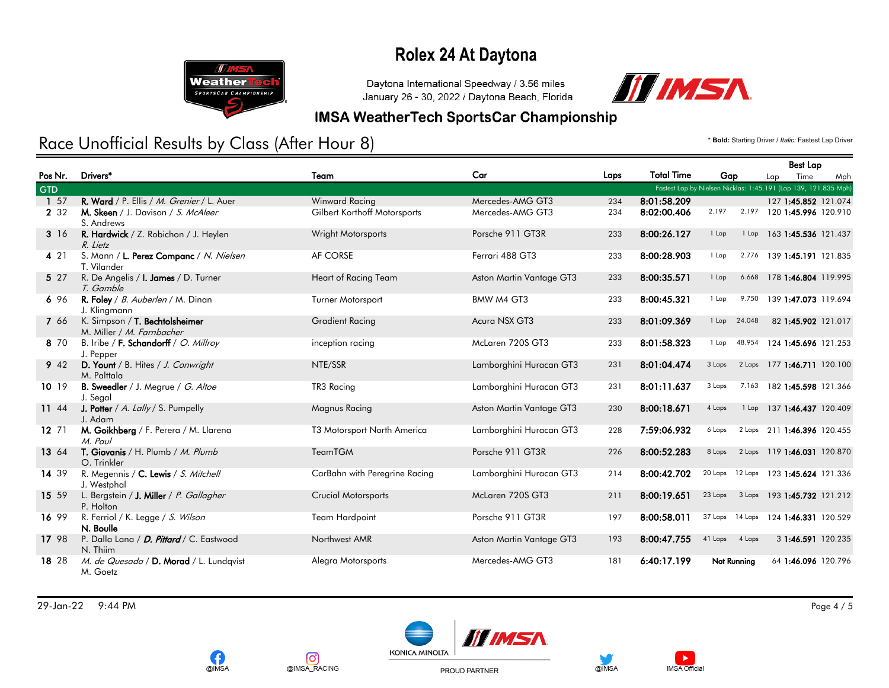# Rolex 24 At Daytona

Daytona International Speedway / 3.56 miles
January 26 - 30, 2022 / Daytona Beach, Florida

## IMSA WeatherTech SportsCar Championship

## Race Unofficial Results by Class (After Hour 8)

\* **Bold:** Starting Driver / *Italic:* Fastest Lap Driver

| Pos | Nr. | Drivers* | Team | Car | Laps | Total Time | Gap | | Best Lap Lap | Best Lap Time | Best Lap Mph |
|---|---|---|---|---|---|---|---|---|---|---|---|
| **GTD** | | | | | | Fastest Lap by Nielsen Nicklas: 1:45.191 (Lap 139, 121.835 Mph) | | | | | |
| 1 | 57 | **R. Ward** / P. Ellis / *M. Grenier* / L. Auer | Winward Racing | Mercedes-AMG GT3 | 234 | **8:01:58.209** | | | 127 | **1:45.852** | 121.074 |
| 2 | 32 | **M. Skeen** / J. Davison / *S. McAleer* S. Andrews | Gilbert Korthoff Motorsports | Mercedes-AMG GT3 | 234 | **8:02:00.406** | 2.197 | 2.197 | 120 | **1:45.996** | 120.910 |
| 3 | 16 | **R. Hardwick** / Z. Robichon / J. Heylen *R. Lietz* | Wright Motorsports | Porsche 911 GT3R | 233 | **8:00:26.127** | 1 Lap | 1 Lap | 163 | **1:45.536** | 121.437 |
| 4 | 21 | S. Mann / **L. Perez Companc** / *N. Nielsen* T. Vilander | AF CORSE | Ferrari 488 GT3 | 233 | **8:00:28.903** | 1 Lap | 2.776 | 139 | **1:45.191** | 121.835 |
| 5 | 27 | R. De Angelis / **I. James** / D. Turner *T. Gamble* | Heart of Racing Team | Aston Martin Vantage GT3 | 233 | **8:00:35.571** | 1 Lap | 6.668 | 178 | **1:46.804** | 119.995 |
| 6 | 96 | **R. Foley** / *B. Auberlen* / M. Dinan J. Klingmann | Turner Motorsport | BMW M4 GT3 | 233 | **8:00:45.321** | 1 Lap | 9.750 | 139 | **1:47.073** | 119.694 |
| 7 | 66 | K. Simpson / **T. Bechtolsheimer** M. Miller / *M. Farnbacher* | Gradient Racing | Acura NSX GT3 | 233 | **8:01:09.369** | 1 Lap | 24.048 | 82 | **1:45.902** | 121.017 |
| 8 | 70 | B. Iribe / **F. Schandorff** / *O. Millroy* J. Pepper | inception racing | McLaren 720S GT3 | 233 | **8:01:58.323** | 1 Lap | 48.954 | 124 | **1:45.696** | 121.253 |
| 9 | 42 | **D. Yount** / B. Hites / *J. Conwright* M. Palttala | NTE/SSR | Lamborghini Huracan GT3 | 231 | **8:01:04.474** | 3 Laps | 2 Laps | 177 | **1:46.711** | 120.100 |
| 10 | 19 | **B. Sweedler** / J. Megrue / *G. Altoe* J. Segal | TR3 Racing | Lamborghini Huracan GT3 | 231 | **8:01:11.637** | 3 Laps | 7.163 | 182 | **1:45.598** | 121.366 |
| 11 | 44 | **J. Potter** / *A. Lally* / S. Pumpelly J. Adam | Magnus Racing | Aston Martin Vantage GT3 | 230 | **8:00:18.671** | 4 Laps | 1 Lap | 137 | **1:46.437** | 120.409 |
| 12 | 71 | **M. Goikhberg** / F. Perera / M. Llarena *M. Paul* | T3 Motorsport North America | Lamborghini Huracan GT3 | 228 | **7:59:06.932** | 6 Laps | 2 Laps | 211 | **1:46.396** | 120.455 |
| 13 | 64 | **T. Giovanis** / H. Plumb / *M. Plumb* O. Trinkler | TeamTGM | Porsche 911 GT3R | 226 | **8:00:52.283** | 8 Laps | 2 Laps | 119 | **1:46.031** | 120.870 |
| 14 | 39 | R. Megennis / **C. Lewis** / *S. Mitchell* J. Westphal | CarBahn with Peregrine Racing | Lamborghini Huracan GT3 | 214 | **8:00:42.702** | 20 Laps | 12 Laps | 123 | **1:45.624** | 121.336 |
| 15 | 59 | L. Bergstein / **J. Miller** / *P. Gallagher* P. Holton | Crucial Motorsports | McLaren 720S GT3 | 211 | **8:00:19.651** | 23 Laps | 3 Laps | 193 | **1:45.732** | 121.212 |
| 16 | 99 | R. Ferriol / K. Legge / *S. Wilson* **N. Boulle** | Team Hardpoint | Porsche 911 GT3R | 197 | **8:00:58.011** | 37 Laps | 14 Laps | 124 | **1:46.331** | 120.529 |
| 17 | 98 | P. Dalla Lana / ***D. Pittard*** / C. Eastwood N. Thiim | Northwest AMR | Aston Martin Vantage GT3 | 193 | **8:00:47.755** | 41 Laps | 4 Laps | 3 | **1:46.591** | 120.235 |
| 18 | 28 | *M. de Quesada* / **D. Morad** / L. Lundqvist M. Goetz | Alegra Motorsports | Mercedes-AMG GT3 | 181 | **6:40:17.199** | **Not Running** | | 64 | **1:46.096** | 120.796 |

29-Jan-22 9:44 PM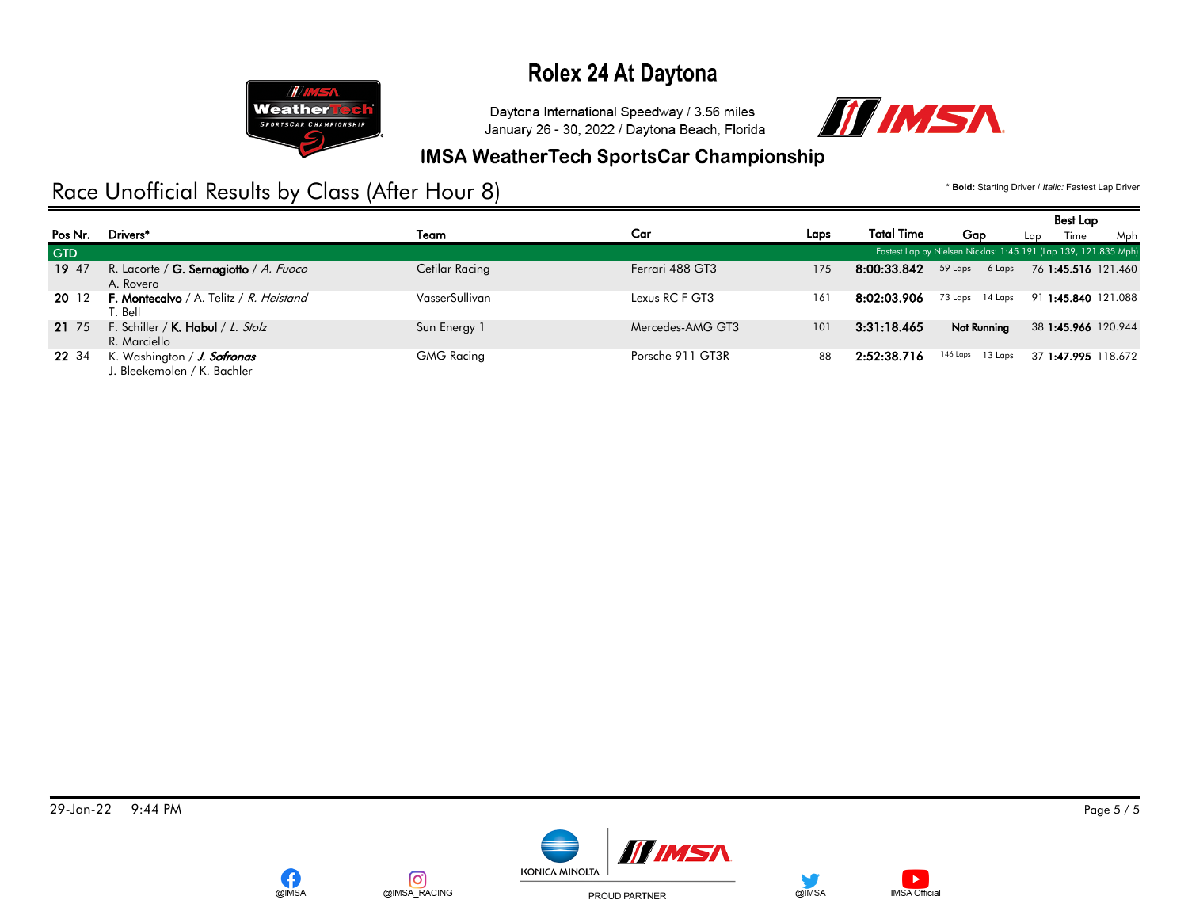# Rolex 24 At Daytona

Daytona International Speedway / 3.56 miles
January 26 - 30, 2022 / Daytona Beach, Florida

## IMSA WeatherTech SportsCar Championship

## Race Unofficial Results by Class (After Hour 8)

\* **Bold:** Starting Driver / *Italic:* Fastest Lap Driver

| Pos | Nr. | Drivers* | Team | Car | Laps | Total Time | Gap | | Best Lap Lap | Best Lap Time | Best Lap Mph |
|---|---|---|---|---|---|---|---|---|---|---|---|
| **GTD** | | | | | | Fastest Lap by Nielsen Nicklas: 1:45.191 (Lap 139, 121.835 Mph) | | | | | |
| **19** | 47 | R. Lacorte / **G. Sernagiotto** / *A. Fuoco* A. Rovera | Cetilar Racing | Ferrari 488 GT3 | 175 | **8:00:33.842** | 59 Laps | 6 Laps | 76 | **1:45.516** | 121.460 |
| **20** | 12 | **F. Montecalvo** / A. Telitz / *R. Heistand* T. Bell | VasserSullivan | Lexus RC F GT3 | 161 | **8:02:03.906** | 73 Laps | 14 Laps | 91 | **1:45.840** | 121.088 |
| **21** | 75 | F. Schiller / **K. Habul** / *L. Stolz* R. Marciello | Sun Energy 1 | Mercedes-AMG GT3 | 101 | **3:31:18.465** | **Not Running** | | 38 | **1:45.966** | 120.944 |
| **22** | 34 | K. Washington / ***J. Sofronas*** J. Bleekemolen / K. Bachler | GMG Racing | Porsche 911 GT3R | 88 | **2:52:38.716** | 146 Laps | 13 Laps | 37 | **1:47.995** | 118.672 |

29-Jan-22 9:44 PM